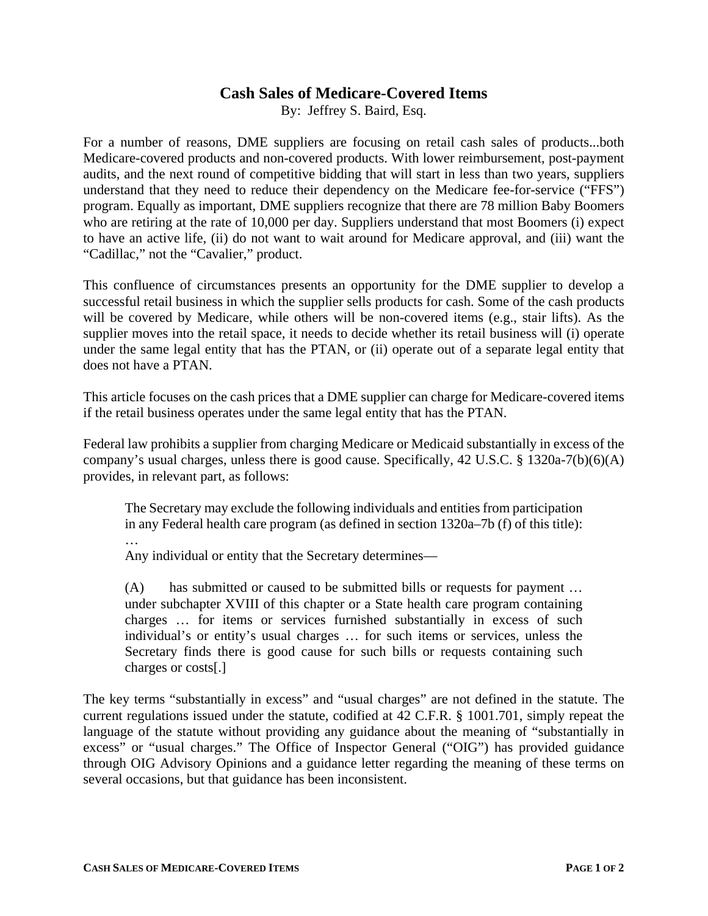# Cash Sales of Medicare-Covered Items

By: Jeffrey S. Baird, Esq.

For a number of reasons, DME suppliers are focusing on retail cash sales of products...both Medicare-covered products and non-covered products. With lower reimbursement, post-payment audits, and the next round of competitive bidding that will start in less than two years, suppliers understand that they need to reduce their dependency on the Medicare fee-for-service ("FFS") program. Equally as important, DME suppliers recognize that there are 78 million Baby Boomers who are retiring at the rate of 10,000 per day. Suppliers understand that most Boomers (i) expect to have an active life, (ii) do not want to wait around for Medicare approval, and (iii) want the "Cadillac," not the "Cavalier," product.

This confluence of circumstances presents an opportunity for the DME supplier to develop a successful retail business in which the supplier sells products for cash. Some of the cash products will be covered by Medicare, while others will be non-covered items (e.g., stair lifts). As the supplier moves into the retail space, it needs to decide whether its retail business will (i) operate under the same legal entity that has the PTAN, or (ii) operate out of a separate legal entity that does not have a PTAN.

This article focuses on the cash prices that a DME supplier can charge for Medicare-covered items if the retail business operates under the same legal entity that has the PTAN.

Federal law prohibits a supplier from charging Medicare or Medicaid substantially in excess of the company's usual charges, unless there is good cause. Specifically, 42 U.S.C. § 1320a-7(b)(6)(A) provides, in relevant part, as follows:

> The Secretary may exclude the following individuals and entities from participation in any Federal health care program (as defined in section 1320a–7b (f) of this title):
> …
> Any individual or entity that the Secretary determines—
>
> (A) has submitted or caused to be submitted bills or requests for payment … under subchapter XVIII of this chapter or a State health care program containing charges … for items or services furnished substantially in excess of such individual's or entity's usual charges … for such items or services, unless the Secretary finds there is good cause for such bills or requests containing such charges or costs[.]

The key terms "substantially in excess" and "usual charges" are not defined in the statute. The current regulations issued under the statute, codified at 42 C.F.R. § 1001.701, simply repeat the language of the statute without providing any guidance about the meaning of "substantially in excess" or "usual charges." The Office of Inspector General ("OIG") has provided guidance through OIG Advisory Opinions and a guidance letter regarding the meaning of these terms on several occasions, but that guidance has been inconsistent.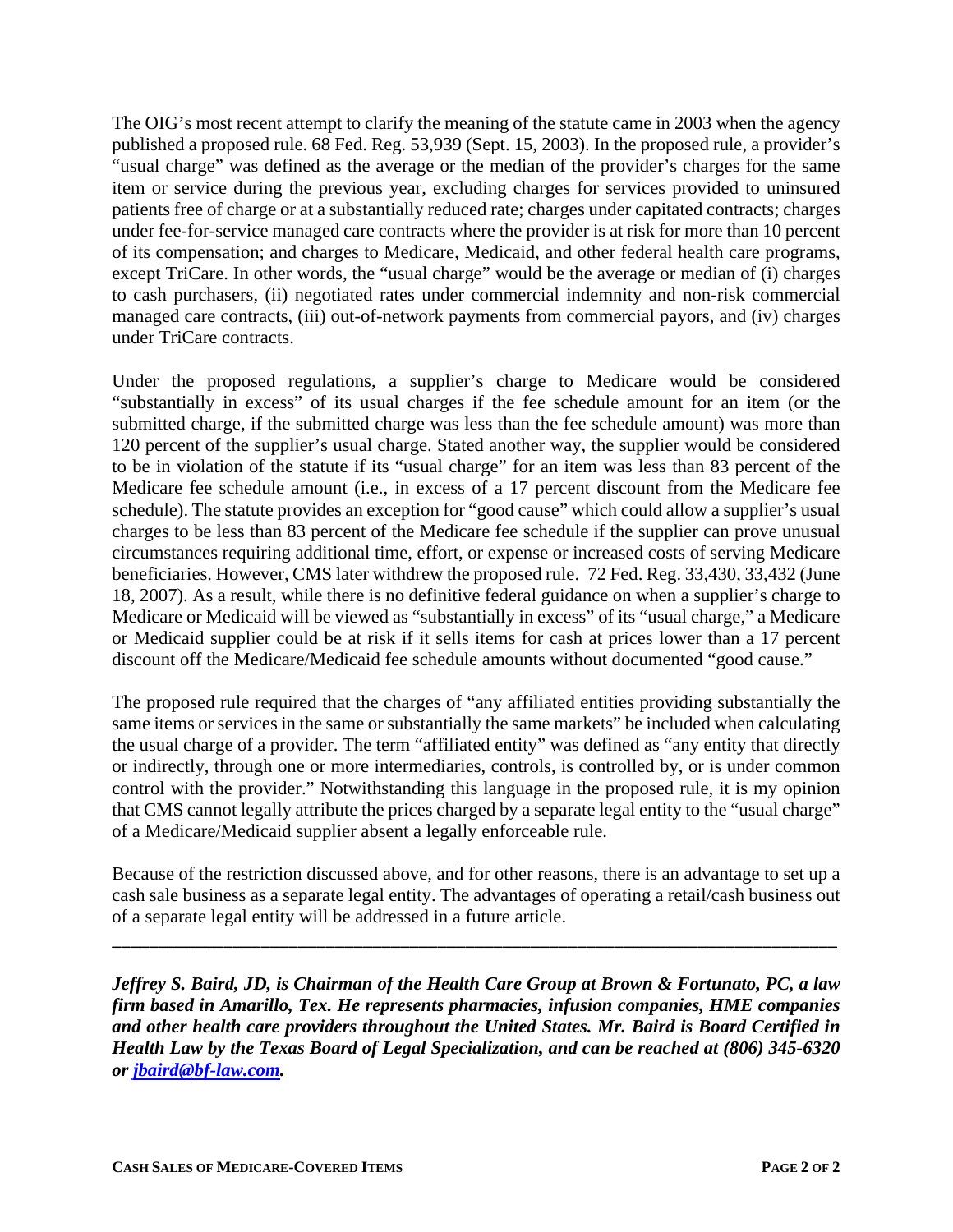The OIG's most recent attempt to clarify the meaning of the statute came in 2003 when the agency published a proposed rule. 68 Fed. Reg. 53,939 (Sept. 15, 2003). In the proposed rule, a provider's "usual charge" was defined as the average or the median of the provider's charges for the same item or service during the previous year, excluding charges for services provided to uninsured patients free of charge or at a substantially reduced rate; charges under capitated contracts; charges under fee-for-service managed care contracts where the provider is at risk for more than 10 percent of its compensation; and charges to Medicare, Medicaid, and other federal health care programs, except TriCare. In other words, the "usual charge" would be the average or median of (i) charges to cash purchasers, (ii) negotiated rates under commercial indemnity and non-risk commercial managed care contracts, (iii) out-of-network payments from commercial payors, and (iv) charges under TriCare contracts.

Under the proposed regulations, a supplier's charge to Medicare would be considered "substantially in excess" of its usual charges if the fee schedule amount for an item (or the submitted charge, if the submitted charge was less than the fee schedule amount) was more than 120 percent of the supplier's usual charge. Stated another way, the supplier would be considered to be in violation of the statute if its "usual charge" for an item was less than 83 percent of the Medicare fee schedule amount (i.e., in excess of a 17 percent discount from the Medicare fee schedule). The statute provides an exception for "good cause" which could allow a supplier's usual charges to be less than 83 percent of the Medicare fee schedule if the supplier can prove unusual circumstances requiring additional time, effort, or expense or increased costs of serving Medicare beneficiaries. However, CMS later withdrew the proposed rule. 72 Fed. Reg. 33,430, 33,432 (June 18, 2007). As a result, while there is no definitive federal guidance on when a supplier's charge to Medicare or Medicaid will be viewed as "substantially in excess" of its "usual charge," a Medicare or Medicaid supplier could be at risk if it sells items for cash at prices lower than a 17 percent discount off the Medicare/Medicaid fee schedule amounts without documented "good cause."

The proposed rule required that the charges of "any affiliated entities providing substantially the same items or services in the same or substantially the same markets" be included when calculating the usual charge of a provider. The term "affiliated entity" was defined as "any entity that directly or indirectly, through one or more intermediaries, controls, is controlled by, or is under common control with the provider." Notwithstanding this language in the proposed rule, it is my opinion that CMS cannot legally attribute the prices charged by a separate legal entity to the "usual charge" of a Medicare/Medicaid supplier absent a legally enforceable rule.

Because of the restriction discussed above, and for other reasons, there is an advantage to set up a cash sale business as a separate legal entity. The advantages of operating a retail/cash business out of a separate legal entity will be addressed in a future article.

---

***Jeffrey S. Baird, JD, is Chairman of the Health Care Group at Brown & Fortunato, PC, a law firm based in Amarillo, Tex. He represents pharmacies, infusion companies, HME companies and other health care providers throughout the United States. Mr. Baird is Board Certified in Health Law by the Texas Board of Legal Specialization, and can be reached at (806) 345-6320 or [jbaird@bf-law.com](mailto:jbaird@bf-law.com).***